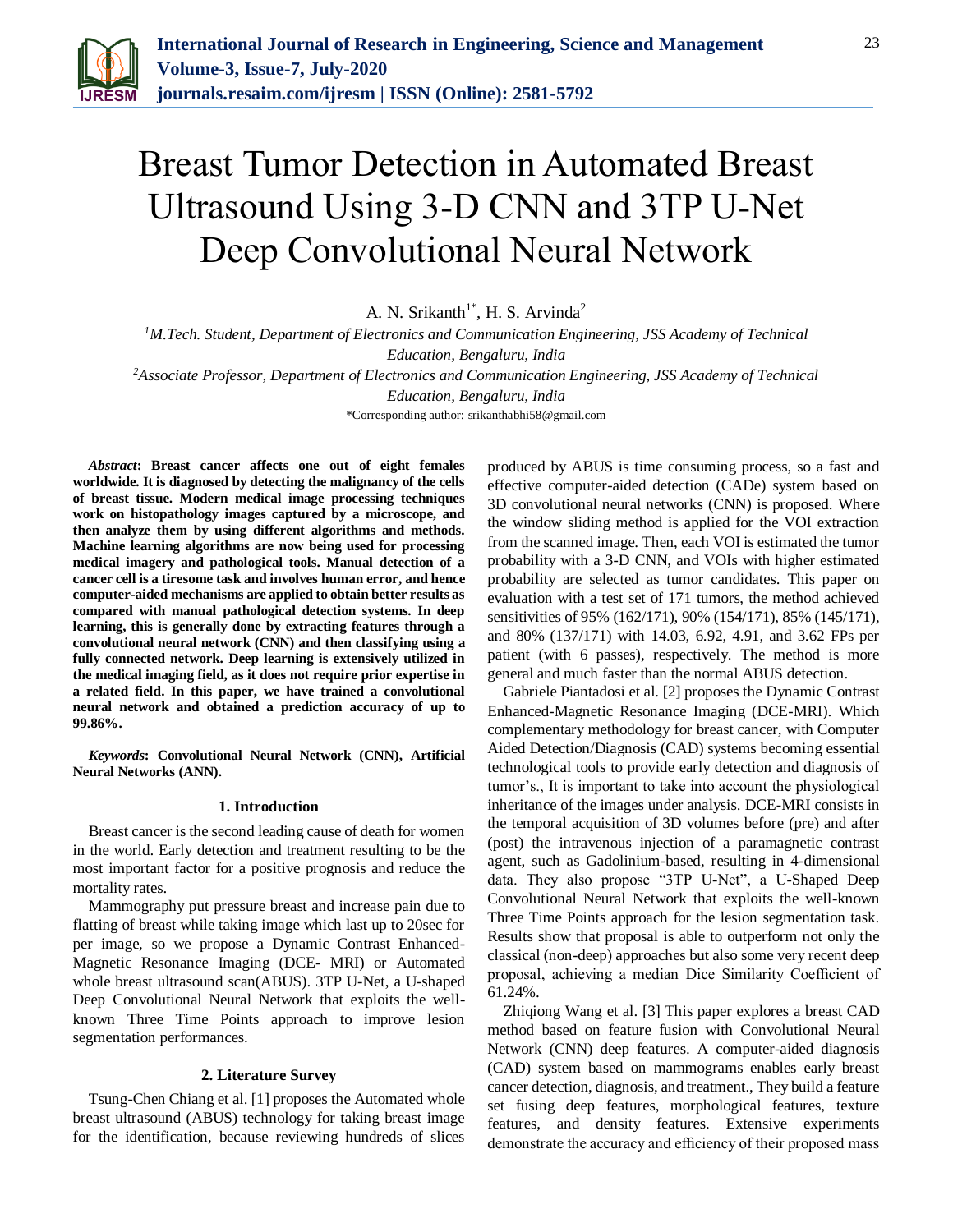# Breast Tumor Detection in Automated Breast Ultrasound Using 3-D CNN and 3TP U-Net Deep Convolutional Neural Network

A. N. Srikanth[1*], H. S. Arvinda[2]

[1]M.Tech. Student, Department of Electronics and Communication Engineering, JSS Academy of Technical Education, Bengaluru, India

[2]Associate Professor, Department of Electronics and Communication Engineering, JSS Academy of Technical Education, Bengaluru, India

*Corresponding author: srikanthabhi58@gmail.com

***Abstract*: Breast cancer affects one out of eight females worldwide. It is diagnosed by detecting the malignancy of the cells of breast tissue. Modern medical image processing techniques work on histopathology images captured by a microscope, and then analyze them by using different algorithms and methods. Machine learning algorithms are now being used for processing medical imagery and pathological tools. Manual detection of a cancer cell is a tiresome task and involves human error, and hence computer-aided mechanisms are applied to obtain better results as compared with manual pathological detection systems. In deep learning, this is generally done by extracting features through a convolutional neural network (CNN) and then classifying using a fully connected network. Deep learning is extensively utilized in the medical imaging field, as it does not require prior expertise in a related field. In this paper, we have trained a convolutional neural network and obtained a prediction accuracy of up to 99.86%.**

***Keywords*: Convolutional Neural Network (CNN), Artificial Neural Networks (ANN).**

## 1. Introduction

Breast cancer is the second leading cause of death for women in the world. Early detection and treatment resulting to be the most important factor for a positive prognosis and reduce the mortality rates.

Mammography put pressure breast and increase pain due to flatting of breast while taking image which last up to 20sec for per image, so we propose a Dynamic Contrast Enhanced-Magnetic Resonance Imaging (DCE- MRI) or Automated whole breast ultrasound scan(ABUS). 3TP U-Net, a U-shaped Deep Convolutional Neural Network that exploits the well-known Three Time Points approach to improve lesion segmentation performances.

## 2. Literature Survey

Tsung-Chen Chiang et al. [1] proposes the Automated whole breast ultrasound (ABUS) technology for taking breast image for the identification, because reviewing hundreds of slices produced by ABUS is time consuming process, so a fast and effective computer-aided detection (CADe) system based on 3D convolutional neural networks (CNN) is proposed. Where the window sliding method is applied for the VOI extraction from the scanned image. Then, each VOI is estimated the tumor probability with a 3-D CNN, and VOIs with higher estimated probability are selected as tumor candidates. This paper on evaluation with a test set of 171 tumors, the method achieved sensitivities of 95% (162/171), 90% (154/171), 85% (145/171), and 80% (137/171) with 14.03, 6.92, 4.91, and 3.62 FPs per patient (with 6 passes), respectively. The method is more general and much faster than the normal ABUS detection.

Gabriele Piantadosi et al. [2] proposes the Dynamic Contrast Enhanced-Magnetic Resonance Imaging (DCE-MRI). Which complementary methodology for breast cancer, with Computer Aided Detection/Diagnosis (CAD) systems becoming essential technological tools to provide early detection and diagnosis of tumor's., It is important to take into account the physiological inheritance of the images under analysis. DCE-MRI consists in the temporal acquisition of 3D volumes before (pre) and after (post) the intravenous injection of a paramagnetic contrast agent, such as Gadolinium-based, resulting in 4-dimensional data. They also propose "3TP U-Net", a U-Shaped Deep Convolutional Neural Network that exploits the well-known Three Time Points approach for the lesion segmentation task. Results show that proposal is able to outperform not only the classical (non-deep) approaches but also some very recent deep proposal, achieving a median Dice Similarity Coefficient of 61.24%.

Zhiqiong Wang et al. [3] This paper explores a breast CAD method based on feature fusion with Convolutional Neural Network (CNN) deep features. A computer-aided diagnosis (CAD) system based on mammograms enables early breast cancer detection, diagnosis, and treatment., They build a feature set fusing deep features, morphological features, texture features, and density features. Extensive experiments demonstrate the accuracy and efficiency of their proposed mass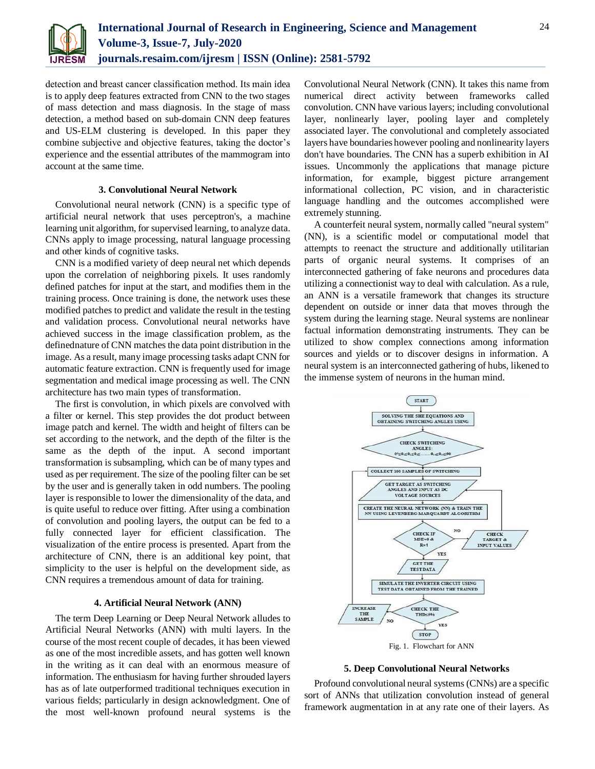detection and breast cancer classification method. Its main idea is to apply deep features extracted from CNN to the two stages of mass detection and mass diagnosis. In the stage of mass detection, a method based on sub-domain CNN deep features and US-ELM clustering is developed. In this paper they combine subjective and objective features, taking the doctor's experience and the essential attributes of the mammogram into account at the same time.

## 3. Convolutional Neural Network

Convolutional neural network (CNN) is a specific type of artificial neural network that uses perceptron's, a machine learning unit algorithm, for supervised learning, to analyze data. CNNs apply to image processing, natural language processing and other kinds of cognitive tasks.

CNN is a modified variety of deep neural net which depends upon the correlation of neighboring pixels. It uses randomly defined patches for input at the start, and modifies them in the training process. Once training is done, the network uses these modified patches to predict and validate the result in the testing and validation process. Convolutional neural networks have achieved success in the image classification problem, as the definednature of CNN matches the data point distribution in the image. As a result, many image processing tasks adapt CNN for automatic feature extraction. CNN is frequently used for image segmentation and medical image processing as well. The CNN architecture has two main types of transformation.

The first is convolution, in which pixels are convolved with a filter or kernel. This step provides the dot product between image patch and kernel. The width and height of filters can be set according to the network, and the depth of the filter is the same as the depth of the input. A second important transformation is subsampling, which can be of many types and used as per requirement. The size of the pooling filter can be set by the user and is generally taken in odd numbers. The pooling layer is responsible to lower the dimensionality of the data, and is quite useful to reduce over fitting. After using a combination of convolution and pooling layers, the output can be fed to a fully connected layer for efficient classification. The visualization of the entire process is presented. Apart from the architecture of CNN, there is an additional key point, that simplicity to the user is helpful on the development side, as CNN requires a tremendous amount of data for training.

## 4. Artificial Neural Network (ANN)

The term Deep Learning or Deep Neural Network alludes to Artificial Neural Networks (ANN) with multi layers. In the course of the most recent couple of decades, it has been viewed as one of the most incredible assets, and has gotten well known in the writing as it can deal with an enormous measure of information. The enthusiasm for having further shrouded layers has as of late outperformed traditional techniques execution in various fields; particularly in design acknowledgment. One of the most well-known profound neural systems is the Convolutional Neural Network (CNN). It takes this name from numerical direct activity between frameworks called convolution. CNN have various layers; including convolutional layer, nonlinearly layer, pooling layer and completely associated layer. The convolutional and completely associated layers have boundaries however pooling and nonlinearity layers don't have boundaries. The CNN has a superb exhibition in AI issues. Uncommonly the applications that manage picture information, for example, biggest picture arrangement informational collection, PC vision, and in characteristic language handling and the outcomes accomplished were extremely stunning.

A counterfeit neural system, normally called "neural system" (NN), is a scientific model or computational model that attempts to reenact the structure and additionally utilitarian parts of organic neural systems. It comprises of an interconnected gathering of fake neurons and procedures data utilizing a connectionist way to deal with calculation. As a rule, an ANN is a versatile framework that changes its structure dependent on outside or inner data that moves through the system during the learning stage. Neural systems are nonlinear factual information demonstrating instruments. They can be utilized to show complex connections among information sources and yields or to discover designs in information. A neural system is an interconnected gathering of hubs, likened to the immense system of neurons in the human mind.

Fig. 1. Flowchart for ANN

## 5. Deep Convolutional Neural Networks

Profound convolutional neural systems (CNNs) are a specific sort of ANNs that utilization convolution instead of general framework augmentation in at any rate one of their layers. As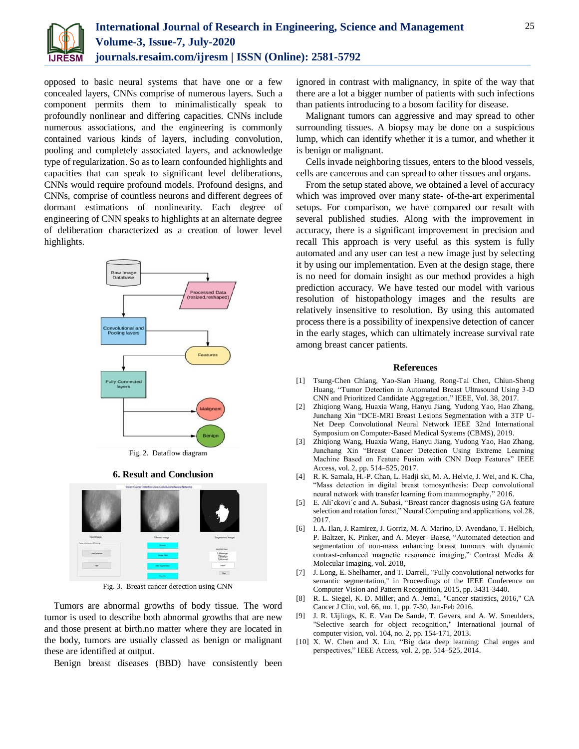opposed to basic neural systems that have one or a few concealed layers, CNNs comprise of numerous layers. Such a component permits them to minimalistically speak to profoundly nonlinear and differing capacities. CNNs include numerous associations, and the engineering is commonly contained various kinds of layers, including convolution, pooling and completely associated layers, and acknowledge type of regularization. So as to learn confounded highlights and capacities that can speak to significant level deliberations, CNNs would require profound models. Profound designs, and CNNs, comprise of countless neurons and different degrees of dormant estimations of nonlinearity. Each degree of engineering of CNN speaks to highlights at an alternate degree of deliberation characterized as a creation of lower level highlights.

Raw Image Database

Processed Data (resized,reshaped)

Convolutional and Pooling layers

Features

Fully Connected layers

Malignant

Benign

Fig. 2. Dataflow diagram

## 6. Result and Conclusion

Fig. 3. Breast cancer detection using CNN

Tumors are abnormal growths of body tissue. The word tumor is used to describe both abnormal growths that are new and those present at birth.no matter where they are located in the body, tumors are usually classed as benign or malignant these are identified at output.

Benign breast diseases (BBD) have consistently been ignored in contrast with malignancy, in spite of the way that there are a lot a bigger number of patients with such infections than patients introducing to a bosom facility for disease.

Malignant tumors can aggressive and may spread to other surrounding tissues. A biopsy may be done on a suspicious lump, which can identify whether it is a tumor, and whether it is benign or malignant.

Cells invade neighboring tissues, enters to the blood vessels, cells are cancerous and can spread to other tissues and organs.

From the setup stated above, we obtained a level of accuracy which was improved over many state- of-the-art experimental setups. For comparison, we have compared our result with several published studies. Along with the improvement in accuracy, there is a significant improvement in precision and recall This approach is very useful as this system is fully automated and any user can test a new image just by selecting it by using our implementation. Even at the design stage, there is no need for domain insight as our method provides a high prediction accuracy. We have tested our model with various resolution of histopathology images and the results are relatively insensitive to resolution. By using this automated process there is a possibility of inexpensive detection of cancer in the early stages, which can ultimately increase survival rate among breast cancer patients.

## References

[1] Tsung-Chen Chiang, Yao-Sian Huang, Rong-Tai Chen, Chiun-Sheng Huang, "Tumor Detection in Automated Breast Ultrasound Using 3-D CNN and Prioritized Candidate Aggregation," IEEE, Vol. 38, 2017.

[2] Zhiqiong Wang, Huaxia Wang, Hanyu Jiang, Yudong Yao, Hao Zhang, Junchang Xin "DCE-MRI Breast Lesions Segmentation with a 3TP U-Net Deep Convolutional Neural Network IEEE 32nd International Symposium on Computer-Based Medical Systems (CBMS), 2019.

[3] Zhiqiong Wang, Huaxia Wang, Hanyu Jiang, Yudong Yao, Hao Zhang, Junchang Xin "Breast Cancer Detection Using Extreme Learning Machine Based on Feature Fusion with CNN Deep Features" IEEE Access, vol. 2, pp. 514–525, 2017.

[4] R. K. Samala, H.-P. Chan, L. Hadji ski, M. A. Helvie, J. Wei, and K. Cha, "Mass detection in digital breast tomosynthesis: Deep convolutional neural network with transfer learning from mammography," 2016.

[5] E. Aliˇckoviˊc and A. Subasi, "Breast cancer diagnosis using GA feature selection and rotation forest," Neural Computing and applications, vol.28, 2017.

[6] I. A. Ilan, J. Ramirez, J. Gorriz, M. A. Marino, D. Avendano, T. Helbich, P. Baltzer, K. Pinker, and A. Meyer- Baese, "Automated detection and segmentation of non-mass enhancing breast tumours with dynamic contrast-enhanced magnetic resonance imaging," Contrast Media & Molecular Imaging, vol. 2018,

[7] J. Long, E. Shelhamer, and T. Darrell, "Fully convolutional networks for semantic segmentation," in Proceedings of the IEEE Conference on Computer Vision and Pattern Recognition, 2015, pp. 3431-3440.

[8] R. L. Siegel, K. D. Miller, and A. Jemal, "Cancer statistics, 2016," CA Cancer J Clin, vol. 66, no. 1, pp. 7-30, Jan-Feb 2016.

[9] J. R. Uijlings, K. E. Van De Sande, T. Gevers, and A. W. Smeulders, "Selective search for object recognition," International journal of computer vision, vol. 104, no. 2, pp. 154-171, 2013.

[10] X. W. Chen and X. Lin, "Big data deep learning: Chal enges and perspectives," IEEE Access, vol. 2, pp. 514–525, 2014.